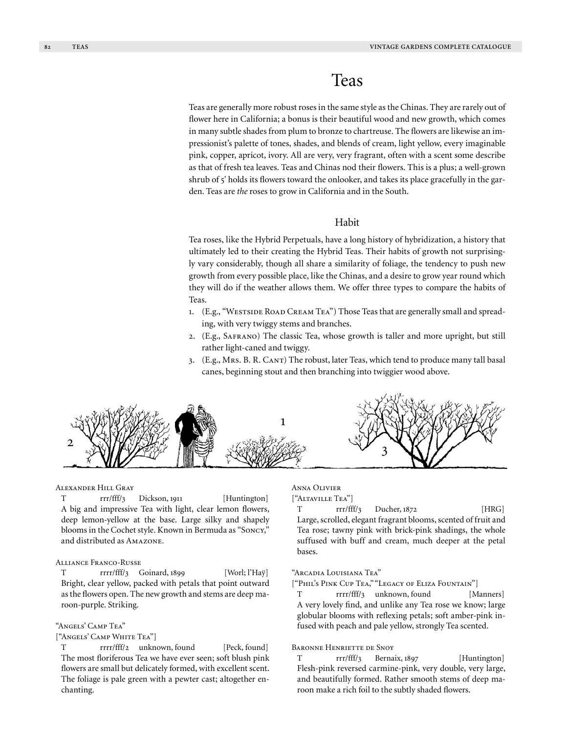# Teas

Teas are generally more robust roses in the same style as the Chinas. They are rarely out of flower here in California; a bonus is their beautiful wood and new growth, which comes in many subtle shades from plum to bronze to chartreuse. The flowers are likewise an impressionist's palette of tones, shades, and blends of cream, light yellow, every imaginable pink, copper, apricot, ivory. All are very, very fragrant, often with a scent some describe as that of fresh tea leaves. Teas and Chinas nod their flowers. This is a plus; a well-grown shrub of 5' holds its flowers toward the onlooker, and takes its place gracefully in the garden. Teas are *the* roses to grow in California and in the South.

## Habit

Tea roses, like the Hybrid Perpetuals, have a long history of hybridization, a history that ultimately led to their creating the Hybrid Teas. Their habits of growth not surprisingly vary considerably, though all share a similarity of foliage, the tendency to push new growth from every possible place, like the Chinas, and a desire to grow year round which they will do if the weather allows them. We offer three types to compare the habits of Teas.

1. (E.g., "Westside Road Cream Tea") Those Teas that are generally small and spreading, with very twiggy stems and branches.
2. (E.g., Safrano) The classic Tea, whose growth is taller and more upright, but still rather light-caned and twiggy.
3. (E.g., Mrs. B. R. Cant) The robust, later Teas, which tend to produce many tall basal canes, beginning stout and then branching into twiggier wood above.

Alexander Hill Gray

T rrr/fff/3 Dickson, 1911 [Huntington]
A big and impressive Tea with light, clear lemon flowers, deep lemon-yellow at the base. Large silky and shapely blooms in the Cochet style. Known in Bermuda as "Soncy," and distributed as Amazone.

Alliance Franco-Russe

T rrrr/fff/3 Goinard, 1899 [Worl; l'Haÿ]
Bright, clear yellow, packed with petals that point outward as the flowers open. The new growth and stems are deep maroon-purple. Striking.

"Angels' Camp Tea"
["Angels' Camp White Tea"]

T rrrr/fff/2 unknown, found [Peck, found]
The most floriferous Tea we have ever seen; soft blush pink flowers are small but delicately formed, with excellent scent. The foliage is pale green with a pewter cast; altogether enchanting.

Anna Olivier
["Altaville Tea"]

T rrr/fff/3 Ducher, 1872 [HRG]
Large, scrolled, elegant fragrant blooms, scented of fruit and Tea rose; tawny pink with brick-pink shadings, the whole suffused with buff and cream, much deeper at the petal bases.

"Arcadia Louisiana Tea"
["Phil's Pink Cup Tea," "Legacy of Eliza Fountain"]

T rrrr/fff/3 unknown, found [Manners]
A very lovely find, and unlike any Tea rose we know; large globular blooms with reflexing petals; soft amber-pink infused with peach and pale yellow, strongly Tea scented.

Baronne Henriette de Snoy

T rrr/fff/3 Bernaix, 1897 [Huntington]
Flesh-pink reversed carmine-pink, very double, very large, and beautifully formed. Rather smooth stems of deep maroon make a rich foil to the subtly shaded flowers.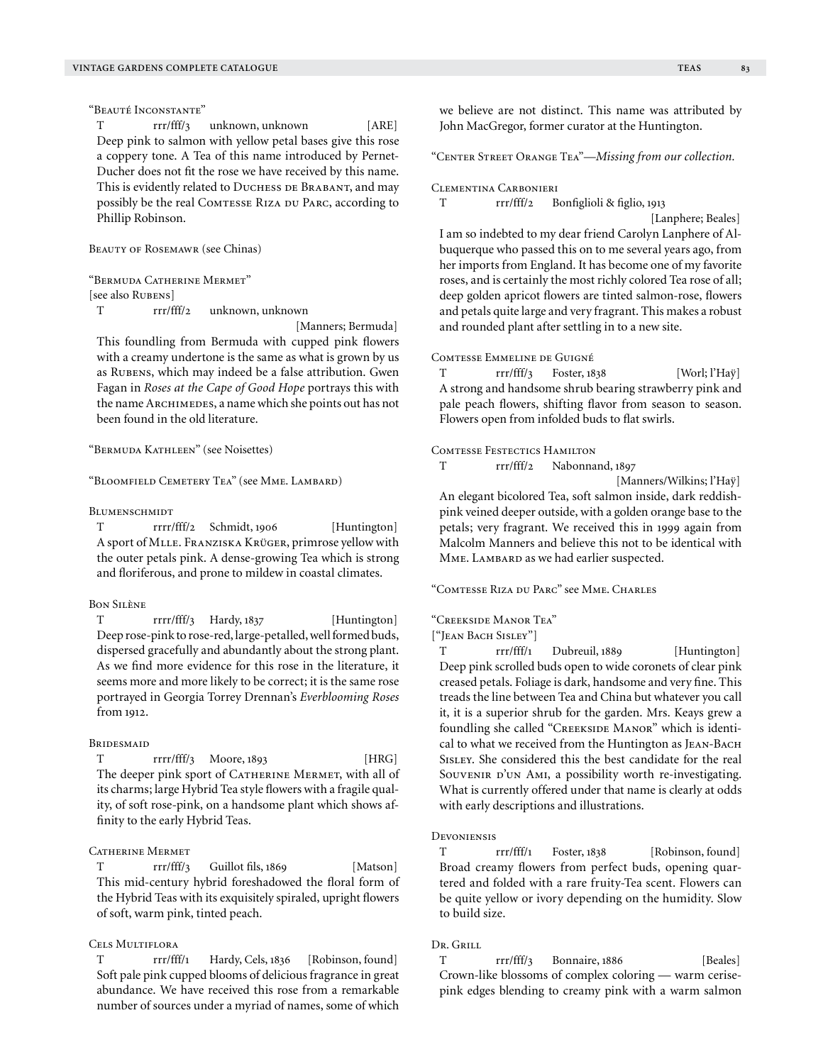### "Beauté Inconstante"

T rrr/fff/3 unknown, unknown [ARE]

Deep pink to salmon with yellow petal bases give this rose a coppery tone. A Tea of this name introduced by Pernet-Ducher does not fit the rose we have received by this name. This is evidently related to Duchess de Brabant, and may possibly be the real Comtesse Riza du Parc, according to Phillip Robinson.

### Beauty of Rosemawr (see Chinas)

### "Bermuda Catherine Mermet"

[see also Rubens]

T rrr/fff/2 unknown, unknown [Manners; Bermuda]

This foundling from Bermuda with cupped pink flowers with a creamy undertone is the same as what is grown by us as Rubens, which may indeed be a false attribution. Gwen Fagan in *Roses at the Cape of Good Hope* portrays this with the name Archimedes, a name which she points out has not been found in the old literature.

### "Bermuda Kathleen" (see Noisettes)

### "Bloomfield Cemetery Tea" (see Mme. Lambard)

### Blumenschmidt

T rrrr/fff/2 Schmidt, 1906 [Huntington]

A sport of Mlle. Franziska Krüger, primrose yellow with the outer petals pink. A dense-growing Tea which is strong and floriferous, and prone to mildew in coastal climates.

### Bon Silène

T rrrr/fff/3 Hardy, 1837 [Huntington]

Deep rose-pink to rose-red, large-petalled, well formed buds, dispersed gracefully and abundantly about the strong plant. As we find more evidence for this rose in the literature, it seems more and more likely to be correct; it is the same rose portrayed in Georgia Torrey Drennan's *Everblooming Roses* from 1912.

### Bridesmaid

T rrrr/fff/3 Moore, 1893 [HRG]

The deeper pink sport of Catherine Mermet, with all of its charms; large Hybrid Tea style flowers with a fragile quality, of soft rose-pink, on a handsome plant which shows affinity to the early Hybrid Teas.

### Catherine Mermet

T rrr/fff/3 Guillot fils, 1869 [Matson]

This mid-century hybrid foreshadowed the floral form of the Hybrid Teas with its exquisitely spiraled, upright flowers of soft, warm pink, tinted peach.

### Cels Multiflora

T rrr/fff/1 Hardy, Cels, 1836 [Robinson, found]

Soft pale pink cupped blooms of delicious fragrance in great abundance. We have received this rose from a remarkable number of sources under a myriad of names, some of which we believe are not distinct. This name was attributed by John MacGregor, former curator at the Huntington.

### "Center Street Orange Tea"—*Missing from our collection.*

### Clementina Carbonieri

T rrr/fff/2 Bonfiglioli & figlio, 1913 [Lanphere; Beales]

I am so indebted to my dear friend Carolyn Lanphere of Albuquerque who passed this on to me several years ago, from her imports from England. It has become one of my favorite roses, and is certainly the most richly colored Tea rose of all; deep golden apricot flowers are tinted salmon-rose, flowers and petals quite large and very fragrant. This makes a robust and rounded plant after settling in to a new site.

### Comtesse Emmeline de Guigné

T rrr/fff/3 Foster, 1838 [Worl; l'Haÿ]

A strong and handsome shrub bearing strawberry pink and pale peach flowers, shifting flavor from season to season. Flowers open from infolded buds to flat swirls.

### Comtesse Festectics Hamilton

T rrr/fff/2 Nabonnand, 1897 [Manners/Wilkins; l'Haÿ]

An elegant bicolored Tea, soft salmon inside, dark reddish-pink veined deeper outside, with a golden orange base to the petals; very fragrant. We received this in 1999 again from Malcolm Manners and believe this not to be identical with Mme. Lambard as we had earlier suspected.

### "Comtesse Riza du Parc" see Mme. Charles

### "Creekside Manor Tea"

["Jean Bach Sisley"]

T rrr/fff/1 Dubreuil, 1889 [Huntington]

Deep pink scrolled buds open to wide coronets of clear pink creased petals. Foliage is dark, handsome and very fine. This treads the line between Tea and China but whatever you call it, it is a superior shrub for the garden. Mrs. Keays grew a foundling she called "Creekside Manor" which is identical to what we received from the Huntington as Jean-Bach Sisley. She considered this the best candidate for the real Souvenir d'un Ami, a possibility worth re-investigating. What is currently offered under that name is clearly at odds with early descriptions and illustrations.

### Devoniensis

T rrr/fff/1 Foster, 1838 [Robinson, found]

Broad creamy flowers from perfect buds, opening quartered and folded with a rare fruity-Tea scent. Flowers can be quite yellow or ivory depending on the humidity. Slow to build size.

### Dr. Grill

T rrr/fff/3 Bonnaire, 1886 [Beales]

Crown-like blossoms of complex coloring — warm cerise-pink edges blending to creamy pink with a warm salmon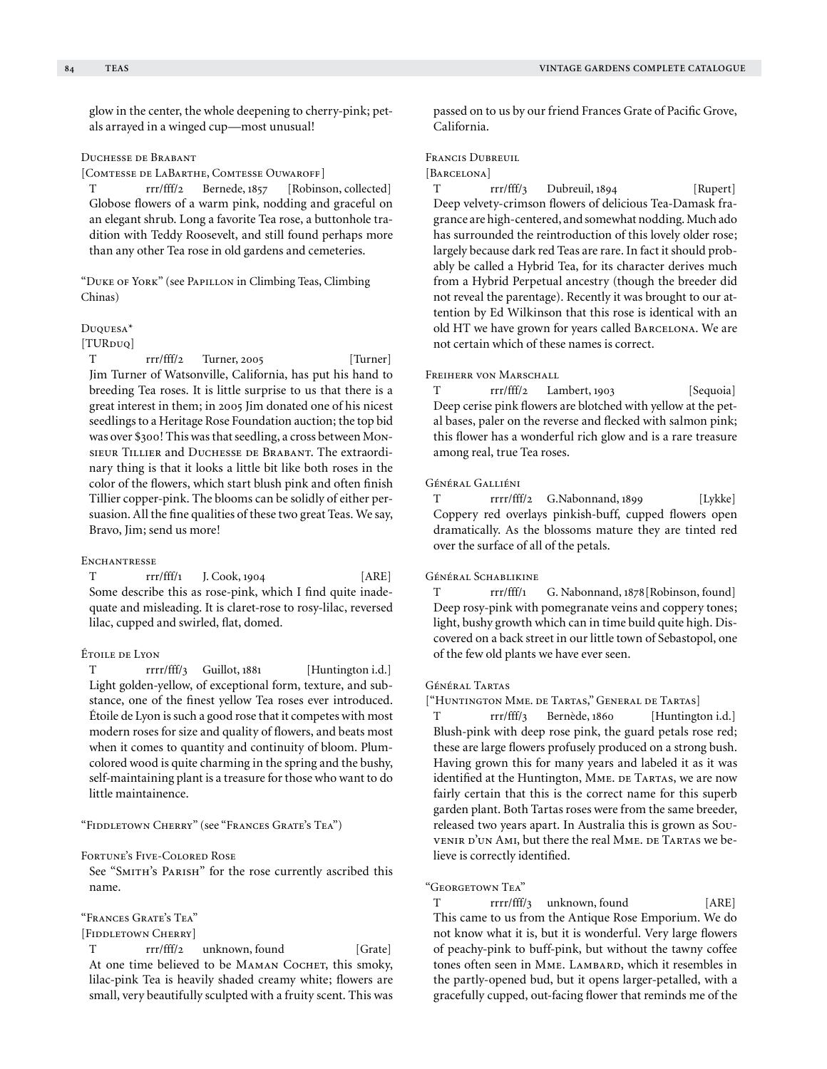glow in the center, the whole deepening to cherry-pink; petals arrayed in a winged cup—most unusual!

### Duchesse de Brabant

[Comtesse de LaBarthe, Comtesse Ouwaroff]

T rrr/fff/2 Bernede, 1857 [Robinson, collected]

Globose flowers of a warm pink, nodding and graceful on an elegant shrub. Long a favorite Tea rose, a buttonhole tradition with Teddy Roosevelt, and still found perhaps more than any other Tea rose in old gardens and cemeteries.

"Duke of York" (see Papillon in Climbing Teas, Climbing Chinas)

### Duquesa*

[TURduq]

T rrr/fff/2 Turner, 2005 [Turner]

Jim Turner of Watsonville, California, has put his hand to breeding Tea roses. It is little surprise to us that there is a great interest in them; in 2005 Jim donated one of his nicest seedlings to a Heritage Rose Foundation auction; the top bid was over $300! This was that seedling, a cross between Monsieur Tillier and Duchesse de Brabant. The extraordinary thing is that it looks a little bit like both roses in the color of the flowers, which start blush pink and often finish Tillier copper-pink. The blooms can be solidly of either persuasion. All the fine qualities of these two great Teas. We say, Bravo, Jim; send us more!

### Enchantresse

T rrr/fff/1 J. Cook, 1904 [ARE]

Some describe this as rose-pink, which I find quite inadequate and misleading. It is claret-rose to rosy-lilac, reversed lilac, cupped and swirled, flat, domed.

### Étoile de Lyon

T rrrr/fff/3 Guillot, 1881 [Huntington i.d.]

Light golden-yellow, of exceptional form, texture, and substance, one of the finest yellow Tea roses ever introduced. Étoile de Lyon is such a good rose that it competes with most modern roses for size and quality of flowers, and beats most when it comes to quantity and continuity of bloom. Plum-colored wood is quite charming in the spring and the bushy, self-maintaining plant is a treasure for those who want to do little maintainence.

"Fiddletown Cherry" (see "Frances Grate's Tea")

### Fortune's Five-Colored Rose

See "Smith's Parish" for the rose currently ascribed this name.

### "Frances Grate's Tea"

[Fiddletown Cherry]

T rrr/fff/2 unknown, found [Grate]

At one time believed to be Maman Cochet, this smoky, lilac-pink Tea is heavily shaded creamy white; flowers are small, very beautifully sculpted with a fruity scent. This was passed on to us by our friend Frances Grate of Pacific Grove, California.

### Francis Dubreuil

[Barcelona]

T rrr/fff/3 Dubreuil, 1894 [Rupert]

Deep velvety-crimson flowers of delicious Tea-Damask fragrance are high-centered, and somewhat nodding. Much ado has surrounded the reintroduction of this lovely older rose; largely because dark red Teas are rare. In fact it should probably be called a Hybrid Tea, for its character derives much from a Hybrid Perpetual ancestry (though the breeder did not reveal the parentage). Recently it was brought to our attention by Ed Wilkinson that this rose is identical with an old HT we have grown for years called Barcelona. We are not certain which of these names is correct.

### Freiherr von Marschall

T rrr/fff/2 Lambert, 1903 [Sequoia]

Deep cerise pink flowers are blotched with yellow at the petal bases, paler on the reverse and flecked with salmon pink; this flower has a wonderful rich glow and is a rare treasure among real, true Tea roses.

### Général Galliéni

T rrrr/fff/2 G.Nabonnand, 1899 [Lykke]

Coppery red overlays pinkish-buff, cupped flowers open dramatically. As the blossoms mature they are tinted red over the surface of all of the petals.

### Général Schablikine

T rrr/fff/1 G. Nabonnand, 1878 [Robinson, found]

Deep rosy-pink with pomegranate veins and coppery tones; light, bushy growth which can in time build quite high. Discovered on a back street in our little town of Sebastopol, one of the few old plants we have ever seen.

### Général Tartas

["Huntington Mme. de Tartas," General de Tartas]

T rrr/fff/3 Bernède, 1860 [Huntington i.d.]

Blush-pink with deep rose pink, the guard petals rose red; these are large flowers profusely produced on a strong bush. Having grown this for many years and labeled it as it was identified at the Huntington, Mme. de Tartas, we are now fairly certain that this is the correct name for this superb garden plant. Both Tartas roses were from the same breeder, released two years apart. In Australia this is grown as Souvenir d'un Ami, but there the real Mme. de Tartas we believe is correctly identified.

### "Georgetown Tea"

T rrrr/fff/3 unknown, found [ARE]

This came to us from the Antique Rose Emporium. We do not know what it is, but it is wonderful. Very large flowers of peachy-pink to buff-pink, but without the tawny coffee tones often seen in Mme. Lambard, which it resembles in the partly-opened bud, but it opens larger-petalled, with a gracefully cupped, out-facing flower that reminds me of the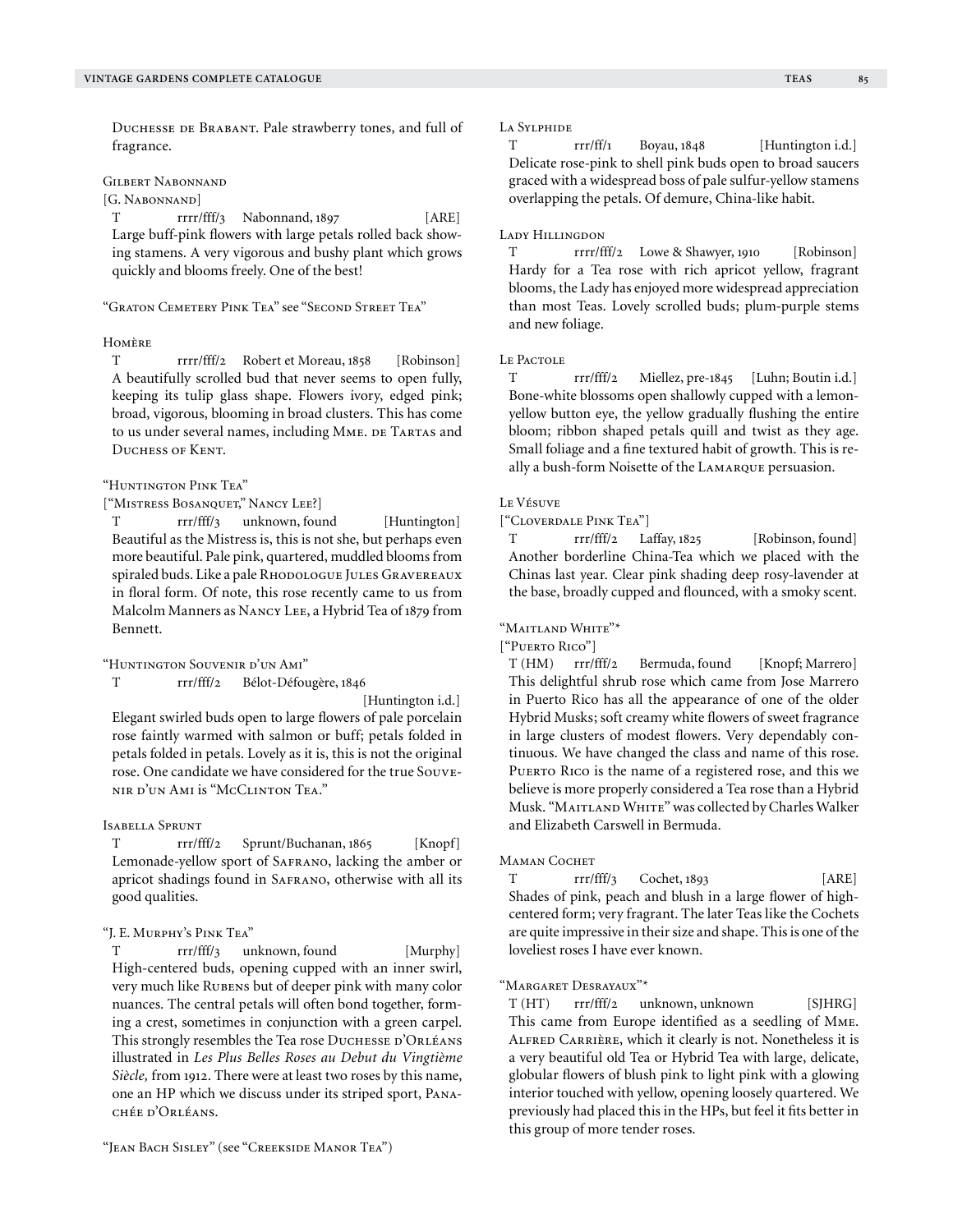Duchesse de Brabant. Pale strawberry tones, and full of fragrance.

### Gilbert Nabonnand

[G. Nabonnand]

T rrrr/fff/3 Nabonnand, 1897 [ARE]

Large buff-pink flowers with large petals rolled back showing stamens. A very vigorous and bushy plant which grows quickly and blooms freely. One of the best!

"Graton Cemetery Pink Tea" see "Second Street Tea"

### Homère

T rrrr/fff/2 Robert et Moreau, 1858 [Robinson]

A beautifully scrolled bud that never seems to open fully, keeping its tulip glass shape. Flowers ivory, edged pink; broad, vigorous, blooming in broad clusters. This has come to us under several names, including Mme. de Tartas and Duchess of Kent.

### "Huntington Pink Tea"

["Mistress Bosanquet," Nancy Lee?]

T rrr/fff/3 unknown, found [Huntington]

Beautiful as the Mistress is, this is not she, but perhaps even more beautiful. Pale pink, quartered, muddled blooms from spiraled buds. Like a pale Rhodologue Jules Gravereaux in floral form. Of note, this rose recently came to us from Malcolm Manners as Nancy Lee, a Hybrid Tea of 1879 from Bennett.

### "Huntington Souvenir d'un Ami"

T rrr/fff/2 Bélot-Défougère, 1846 [Huntington i.d.]

Elegant swirled buds open to large flowers of pale porcelain rose faintly warmed with salmon or buff; petals folded in petals folded in petals. Lovely as it is, this is not the original rose. One candidate we have considered for the true Souvenir d'un Ami is "McClinton Tea."

### Isabella Sprunt

T rrr/fff/2 Sprunt/Buchanan, 1865 [Knopf]

Lemonade-yellow sport of Safrano, lacking the amber or apricot shadings found in Safrano, otherwise with all its good qualities.

### "J. E. Murphy's Pink Tea"

T rrr/fff/3 unknown, found [Murphy]

High-centered buds, opening cupped with an inner swirl, very much like Rubens but of deeper pink with many color nuances. The central petals will often bond together, forming a crest, sometimes in conjunction with a green carpel. This strongly resembles the Tea rose Duchesse d'Orléans illustrated in *Les Plus Belles Roses au Debut du Vingtième Siècle,* from 1912. There were at least two roses by this name, one an HP which we discuss under its striped sport, Panachée d'Orléans.

"Jean Bach Sisley" (see "Creekside Manor Tea")

### La Sylphide

T rrr/ff/1 Boyau, 1848 [Huntington i.d.]

Delicate rose-pink to shell pink buds open to broad saucers graced with a widespread boss of pale sulfur-yellow stamens overlapping the petals. Of demure, China-like habit.

### Lady Hillingdon

T rrrr/fff/2 Lowe & Shawyer, 1910 [Robinson]

Hardy for a Tea rose with rich apricot yellow, fragrant blooms, the Lady has enjoyed more widespread appreciation than most Teas. Lovely scrolled buds; plum-purple stems and new foliage.

### Le Pactole

T rrr/fff/2 Miellez, pre-1845 [Luhn; Boutin i.d.]

Bone-white blossoms open shallowly cupped with a lemon-yellow button eye, the yellow gradually flushing the entire bloom; ribbon shaped petals quill and twist as they age. Small foliage and a fine textured habit of growth. This is really a bush-form Noisette of the Lamarque persuasion.

### Le Vésuve

["Cloverdale Pink Tea"]

T rrr/fff/2 Laffay, 1825 [Robinson, found]

Another borderline China-Tea which we placed with the Chinas last year. Clear pink shading deep rosy-lavender at the base, broadly cupped and flounced, with a smoky scent.

### "Maitland White"*

["Puerto Rico"]

T (HM) rrr/fff/2 Bermuda, found [Knopf; Marrero]

This delightful shrub rose which came from Jose Marrero in Puerto Rico has all the appearance of one of the older Hybrid Musks; soft creamy white flowers of sweet fragrance in large clusters of modest flowers. Very dependably continuous. We have changed the class and name of this rose. Puerto Rico is the name of a registered rose, and this we believe is more properly considered a Tea rose than a Hybrid Musk. "Maitland White" was collected by Charles Walker and Elizabeth Carswell in Bermuda.

### Maman Cochet

T rrr/fff/3 Cochet, 1893 [ARE]

Shades of pink, peach and blush in a large flower of high-centered form; very fragrant. The later Teas like the Cochets are quite impressive in their size and shape. This is one of the loveliest roses I have ever known.

### "Margaret Desrayaux"*

T (HT) rrr/fff/2 unknown, unknown [SJHRG]

This came from Europe identified as a seedling of Mme. Alfred Carrière, which it clearly is not. Nonetheless it is a very beautiful old Tea or Hybrid Tea with large, delicate, globular flowers of blush pink to light pink with a glowing interior touched with yellow, opening loosely quartered. We previously had placed this in the HPs, but feel it fits better in this group of more tender roses.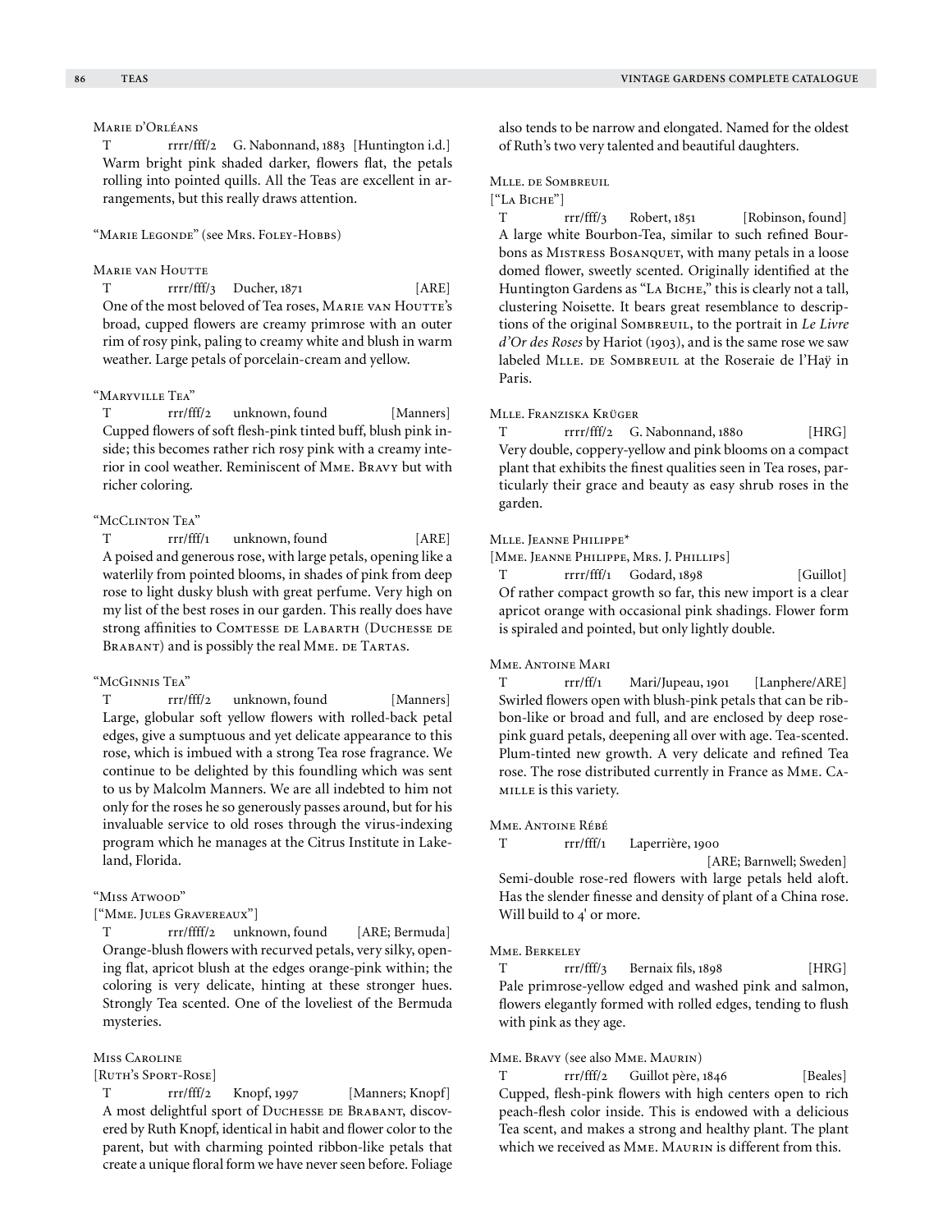### Marie d'Orléans

T rrrr/fff/2 G. Nabonnand, 1883 [Huntington i.d.]

Warm bright pink shaded darker, flowers flat, the petals rolling into pointed quills. All the Teas are excellent in arrangements, but this really draws attention.

### "Marie Legonde" (see Mrs. Foley-Hobbs)

### Marie van Houtte

T rrrr/fff/3 Ducher, 1871 [ARE]

One of the most beloved of Tea roses, Marie van Houtte's broad, cupped flowers are creamy primrose with an outer rim of rosy pink, paling to creamy white and blush in warm weather. Large petals of porcelain-cream and yellow.

### "Maryville Tea"

T rrr/fff/2 unknown, found [Manners]

Cupped flowers of soft flesh-pink tinted buff, blush pink inside; this becomes rather rich rosy pink with a creamy interior in cool weather. Reminiscent of Mme. Bravy but with richer coloring.

### "McClinton Tea"

T rrr/fff/1 unknown, found [ARE]

A poised and generous rose, with large petals, opening like a waterlily from pointed blooms, in shades of pink from deep rose to light dusky blush with great perfume. Very high on my list of the best roses in our garden. This really does have strong affinities to Comtesse de Labarth (Duchesse de Brabant) and is possibly the real Mme. de Tartas.

### "McGinnis Tea"

T rrr/fff/2 unknown, found [Manners]

Large, globular soft yellow flowers with rolled-back petal edges, give a sumptuous and yet delicate appearance to this rose, which is imbued with a strong Tea rose fragrance. We continue to be delighted by this foundling which was sent to us by Malcolm Manners. We are all indebted to him not only for the roses he so generously passes around, but for his invaluable service to old roses through the virus-indexing program which he manages at the Citrus Institute in Lakeland, Florida.

### "Miss Atwood"

["Mme. Jules Gravereaux"]

T rrr/ffff/2 unknown, found [ARE; Bermuda]

Orange-blush flowers with recurved petals, very silky, opening flat, apricot blush at the edges orange-pink within; the coloring is very delicate, hinting at these stronger hues. Strongly Tea scented. One of the loveliest of the Bermuda mysteries.

### Miss Caroline

[Ruth's Sport-Rose]

T rrr/fff/2 Knopf, 1997 [Manners; Knopf]

A most delightful sport of Duchesse de Brabant, discovered by Ruth Knopf, identical in habit and flower color to the parent, but with charming pointed ribbon-like petals that create a unique floral form we have never seen before. Foliage also tends to be narrow and elongated. Named for the oldest of Ruth's two very talented and beautiful daughters.

### Mlle. de Sombreuil

["La Biche"]

T rrr/fff/3 Robert, 1851 [Robinson, found]

A large white Bourbon-Tea, similar to such refined Bourbons as Mistress Bosanquet, with many petals in a loose domed flower, sweetly scented. Originally identified at the Huntington Gardens as "La Biche," this is clearly not a tall, clustering Noisette. It bears great resemblance to descriptions of the original Sombreuil, to the portrait in *Le Livre d'Or des Roses* by Hariot (1903), and is the same rose we saw labeled Mlle. de Sombreuil at the Roseraie de l'Haÿ in Paris.

### Mlle. Franziska Krüger

T rrrr/fff/2 G. Nabonnand, 1880 [HRG]

Very double, coppery-yellow and pink blooms on a compact plant that exhibits the finest qualities seen in Tea roses, particularly their grace and beauty as easy shrub roses in the garden.

### Mlle. Jeanne Philippe*

[Mme. Jeanne Philipe, Mrs. J. Phillips]

T rrrr/fff/1 Godard, 1898 [Guillot]

Of rather compact growth so far, this new import is a clear apricot orange with occasional pink shadings. Flower form is spiraled and pointed, but only lightly double.

### Mme. Antoine Mari

T rrr/ff/1 Mari/Jupeau, 1901 [Lanphere/ARE]

Swirled flowers open with blush-pink petals that can be ribbon-like or broad and full, and are enclosed by deep rose-pink guard petals, deepening all over with age. Tea-scented. Plum-tinted new growth. A very delicate and refined Tea rose. The rose distributed currently in France as Mme. Camille is this variety.

### Mme. Antoine Rébé

T rrr/fff/1 Laperrière, 1900 [ARE; Barnwell; Sweden]

Semi-double rose-red flowers with large petals held aloft. Has the slender finesse and density of plant of a China rose. Will build to 4' or more.

### Mme. Berkeley

T rrr/fff/3 Bernaix fils, 1898 [HRG]

Pale primrose-yellow edged and washed pink and salmon, flowers elegantly formed with rolled edges, tending to flush with pink as they age.

### Mme. Bravy (see also Mme. Maurin)

T rrr/fff/2 Guillot père, 1846 [Beales]

Cupped, flesh-pink flowers with high centers open to rich peach-flesh color inside. This is endowed with a delicious Tea scent, and makes a strong and healthy plant. The plant which we received as Mme. Maurin is different from this.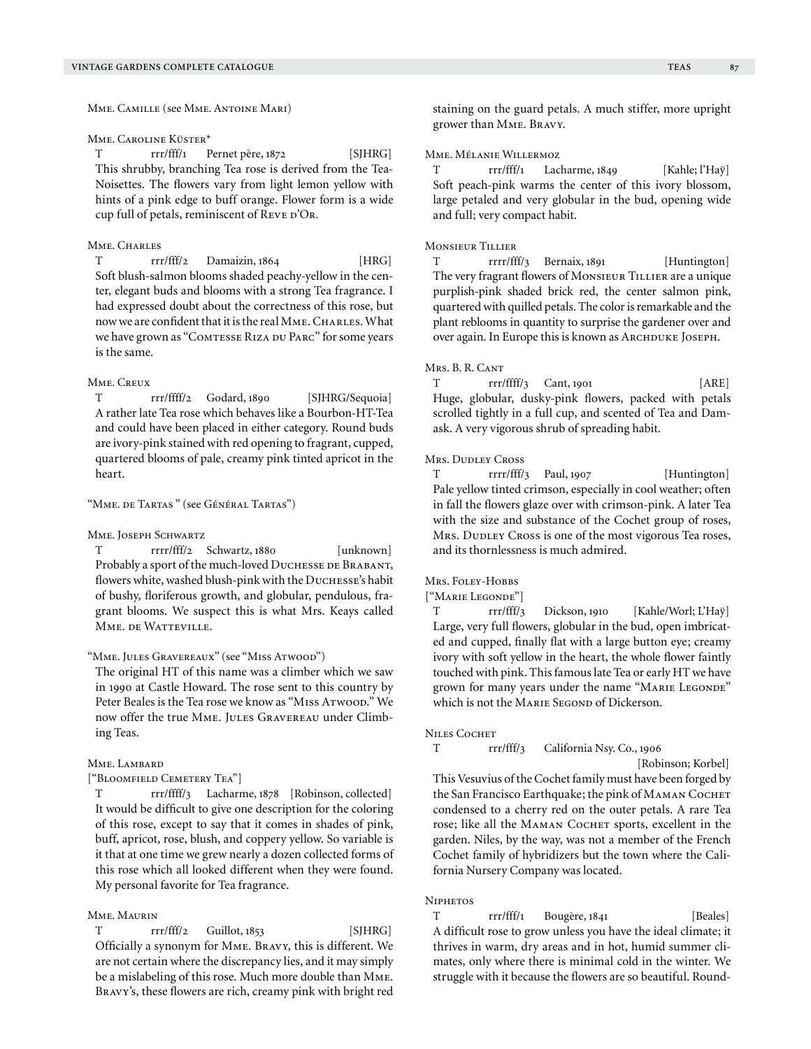Mme. Camille (see Mme. Antoine Mari)

Mme. Caroline Küster*

T rrr/fff/1 Pernet père, 1872 [SJHRG]

This shrubby, branching Tea rose is derived from the Tea-Noisettes. The flowers vary from light lemon yellow with hints of a pink edge to buff orange. Flower form is a wide cup full of petals, reminiscent of Reve d'Or.

Mme. Charles

T rrr/fff/2 Damaizin, 1864 [HRG]

Soft blush-salmon blooms shaded peachy-yellow in the center, elegant buds and blooms with a strong Tea fragrance. I had expressed doubt about the correctness of this rose, but now we are confident that it is the real Mme. Charles. What we have grown as "Comtesse Riza du Parc" for some years is the same.

Mme. Creux

T rrr/ffff/2 Godard, 1890 [SJHRG/Sequoia]

A rather late Tea rose which behaves like a Bourbon-HT-Tea and could have been placed in either category. Round buds are ivory-pink stained with red opening to fragrant, cupped, quartered blooms of pale, creamy pink tinted apricot in the heart.

"Mme. de Tartas" (see Général Tartas")

Mme. Joseph Schwartz

T rrrr/fff/2 Schwartz, 1880 [unknown]

Probably a sport of the much-loved Duchesse de Brabant, flowers white, washed blush-pink with the Duchesse's habit of bushy, floriferous growth, and globular, pendulous, fragrant blooms. We suspect this is what Mrs. Keays called Mme. de Watteville.

"Mme. Jules Gravereaux" (see "Miss Atwood")

The original HT of this name was a climber which we saw in 1990 at Castle Howard. The rose sent to this country by Peter Beales is the Tea rose we know as "Miss Atwood." We now offer the true Mme. Jules Gravereau under Climbing Teas.

Mme. Lambard

["Bloomfield Cemetery Tea"]

T rrr/ffff/3 Lacharme, 1878 [Robinson, collected]

It would be difficult to give one description for the coloring of this rose, except to say that it comes in shades of pink, buff, apricot, rose, blush, and coppery yellow. So variable is it that at one time we grew nearly a dozen collected forms of this rose which all looked different when they were found. My personal favorite for Tea fragrance.

Mme. Maurin

T rrr/fff/2 Guillot, 1853 [SJHRG]

Officially a synonym for Mme. Bravy, this is different. We are not certain where the discrepancy lies, and it may simply be a mislabeling of this rose. Much more double than Mme. Bravy's, these flowers are rich, creamy pink with bright red staining on the guard petals. A much stiffer, more upright grower than Mme. Bravy.

Mme. Mélanie Willermoz

T rrr/fff/1 Lacharme, 1849 [Kahle; l'Haÿ]

Soft peach-pink warms the center of this ivory blossom, large petaled and very globular in the bud, opening wide and full; very compact habit.

Monsieur Tillier

T rrrr/fff/3 Bernaix, 1891 [Huntington]

The very fragrant flowers of Monsieur Tillier are a unique purplish-pink shaded brick red, the center salmon pink, quartered with quilled petals. The color is remarkable and the plant reblooms in quantity to surprise the gardener over and over again. In Europe this is known as Archduke Joseph.

Mrs. B. R. Cant

T rrr/ffff/3 Cant, 1901 [ARE]

Huge, globular, dusky-pink flowers, packed with petals scrolled tightly in a full cup, and scented of Tea and Damask. A very vigorous shrub of spreading habit.

Mrs. Dudley Cross

T rrrr/fff/3 Paul, 1907 [Huntington]

Pale yellow tinted crimson, especially in cool weather; often in fall the flowers glaze over with crimson-pink. A later Tea with the size and substance of the Cochet group of roses, Mrs. Dudley Cross is one of the most vigorous Tea roses, and its thornlessness is much admired.

Mrs. Foley-Hobbs

["Marie Legonde"]

T rrr/fff/3 Dickson, 1910 [Kahle/Worl; L'Haÿ]

Large, very full flowers, globular in the bud, open imbricated and cupped, finally flat with a large button eye; creamy ivory with soft yellow in the heart, the whole flower faintly touched with pink. This famous late Tea or early HT we have grown for many years under the name "Marie Legonde" which is not the Marie Segond of Dickerson.

Niles Cochet

T rrr/fff/3 California Nsy. Co., 1906 [Robinson; Korbel]

This Vesuvius of the Cochet family must have been forged by the San Francisco Earthquake; the pink of Maman Cochet condensed to a cherry red on the outer petals. A rare Tea rose; like all the Maman Cochet sports, excellent in the garden. Niles, by the way, was not a member of the French Cochet family of hybridizers but the town where the California Nursery Company was located.

Niphetos

T rrr/fff/1 Bougère, 1841 [Beales]

A difficult rose to grow unless you have the ideal climate; it thrives in warm, dry areas and in hot, humid summer climates, only where there is minimal cold in the winter. We struggle with it because the flowers are so beautiful. Round-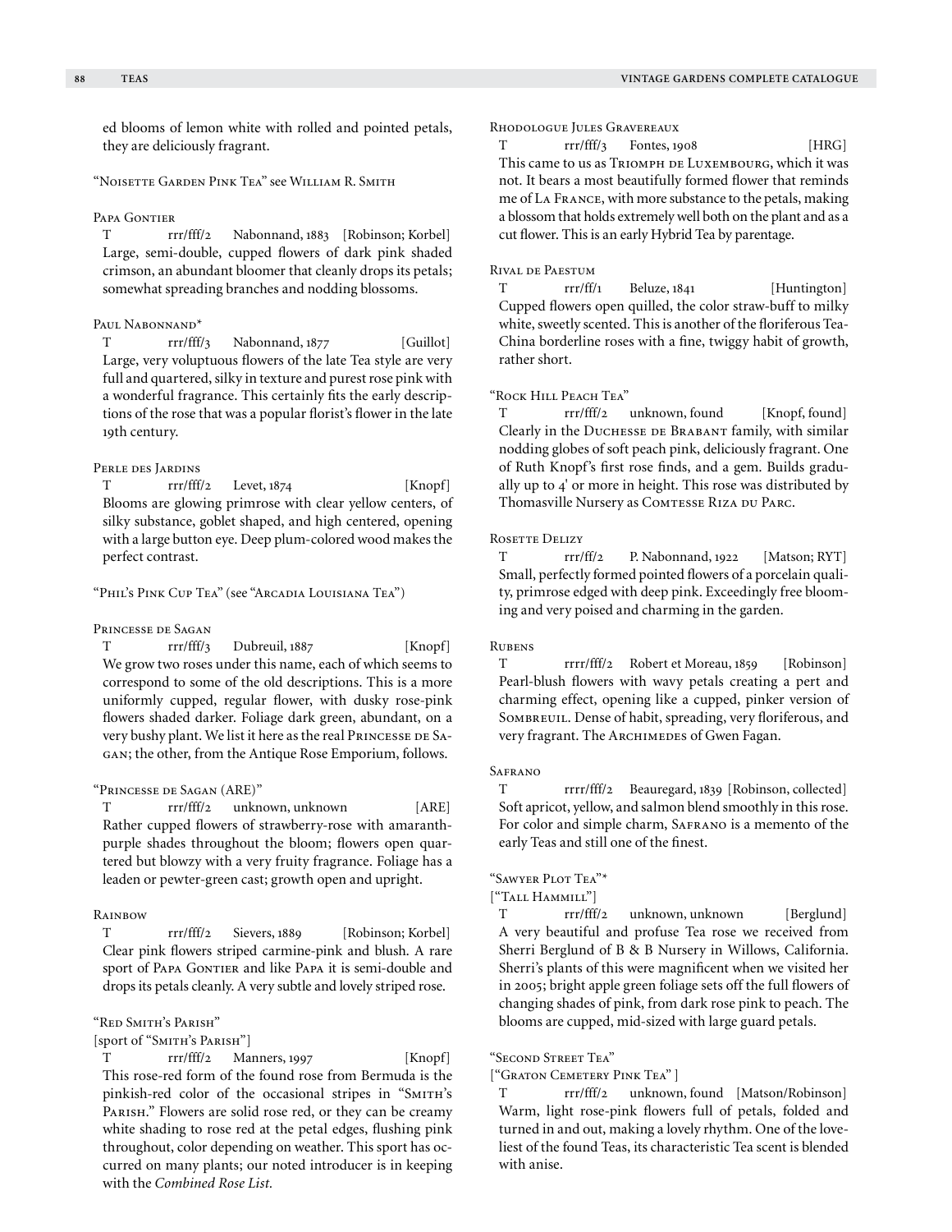ed blooms of lemon white with rolled and pointed petals, they are deliciously fragrant.

"Noisette Garden Pink Tea" see William R. Smith

### Papa Gontier

T rrr/fff/2 Nabonnand, 1883 [Robinson; Korbel]
Large, semi-double, cupped flowers of dark pink shaded crimson, an abundant bloomer that cleanly drops its petals; somewhat spreading branches and nodding blossoms.

### Paul Nabonnand*

T rrr/fff/3 Nabonnand, 1877 [Guillot]
Large, very voluptuous flowers of the late Tea style are very full and quartered, silky in texture and purest rose pink with a wonderful fragrance. This certainly fits the early descriptions of the rose that was a popular florist's flower in the late 19th century.

### Perle des Jardins

T rrr/fff/2 Levet, 1874 [Knopf]
Blooms are glowing primrose with clear yellow centers, of silky substance, goblet shaped, and high centered, opening with a large button eye. Deep plum-colored wood makes the perfect contrast.

"Phil's Pink Cup Tea" (see "Arcadia Louisiana Tea")

### Princesse de Sagan

T rrr/fff/3 Dubreuil, 1887 [Knopf]
We grow two roses under this name, each of which seems to correspond to some of the old descriptions. This is a more uniformly cupped, regular flower, with dusky rose-pink flowers shaded darker. Foliage dark green, abundant, on a very bushy plant. We list it here as the real Princesse de Sagan; the other, from the Antique Rose Emporium, follows.

### "Princesse de Sagan (ARE)"

T rrr/fff/2 unknown, unknown [ARE]
Rather cupped flowers of strawberry-rose with amaranth-purple shades throughout the bloom; flowers open quartered but blowzy with a very fruity fragrance. Foliage has a leaden or pewter-green cast; growth open and upright.

### Rainbow

T rrr/fff/2 Sievers, 1889 [Robinson; Korbel]
Clear pink flowers striped carmine-pink and blush. A rare sport of Papa Gontier and like Papa it is semi-double and drops its petals cleanly. A very subtle and lovely striped rose.

### "Red Smith's Parish"

[sport of "Smith's Parish"]

T rrr/fff/2 Manners, 1997 [Knopf]
This rose-red form of the found rose from Bermuda is the pinkish-red color of the occasional stripes in "Smith's Parish." Flowers are solid rose red, or they can be creamy white shading to rose red at the petal edges, flushing pink throughout, color depending on weather. This sport has occurred on many plants; our noted introducer is in keeping with the *Combined Rose List.*

### Rhodologue Jules Gravereaux

T rrr/fff/3 Fontes, 1908 [HRG]
This came to us as Triomph de Luxembourg, which it was not. It bears a most beautifully formed flower that reminds me of La France, with more substance to the petals, making a blossom that holds extremely well both on the plant and as a cut flower. This is an early Hybrid Tea by parentage.

### Rival de Paestum

T rrr/ff/1 Beluze, 1841 [Huntington]
Cupped flowers open quilled, the color straw-buff to milky white, sweetly scented. This is another of the floriferous Tea-China borderline roses with a fine, twiggy habit of growth, rather short.

### "Rock Hill Peach Tea"

T rrr/fff/2 unknown, found [Knopf, found]
Clearly in the Duchesse de Brabant family, with similar nodding globes of soft peach pink, deliciously fragrant. One of Ruth Knopf's first rose finds, and a gem. Builds gradually up to 4' or more in height. This rose was distributed by Thomasville Nursery as Comtesse Riza du Parc.

### Rosette Delizy

T rrr/ff/2 P. Nabonnand, 1922 [Matson; RYT]
Small, perfectly formed pointed flowers of a porcelain quality, primrose edged with deep pink. Exceedingly free blooming and very poised and charming in the garden.

### Rubens

T rrrr/fff/2 Robert et Moreau, 1859 [Robinson]
Pearl-blush flowers with wavy petals creating a pert and charming effect, opening like a cupped, pinker version of Sombreuil. Dense of habit, spreading, very floriferous, and very fragrant. The Archimedes of Gwen Fagan.

### Safrano

T rrrr/fff/2 Beauregard, 1839 [Robinson, collected]
Soft apricot, yellow, and salmon blend smoothly in this rose. For color and simple charm, Safrano is a memento of the early Teas and still one of the finest.

### "Sawyer Plot Tea"*

["Tall Hammill"]

T rrr/fff/2 unknown, unknown [Berglund]
A very beautiful and profuse Tea rose we received from Sherri Berglund of B & B Nursery in Willows, California. Sherri's plants of this were magnificent when we visited her in 2005; bright apple green foliage sets off the full flowers of changing shades of pink, from dark rose pink to peach. The blooms are cupped, mid-sized with large guard petals.

### "Second Street Tea"

["Graton Cemetery Pink Tea" ]

T rrr/fff/2 unknown, found [Matson/Robinson]
Warm, light rose-pink flowers full of petals, folded and turned in and out, making a lovely rhythm. One of the loveliest of the found Teas, its characteristic Tea scent is blended with anise.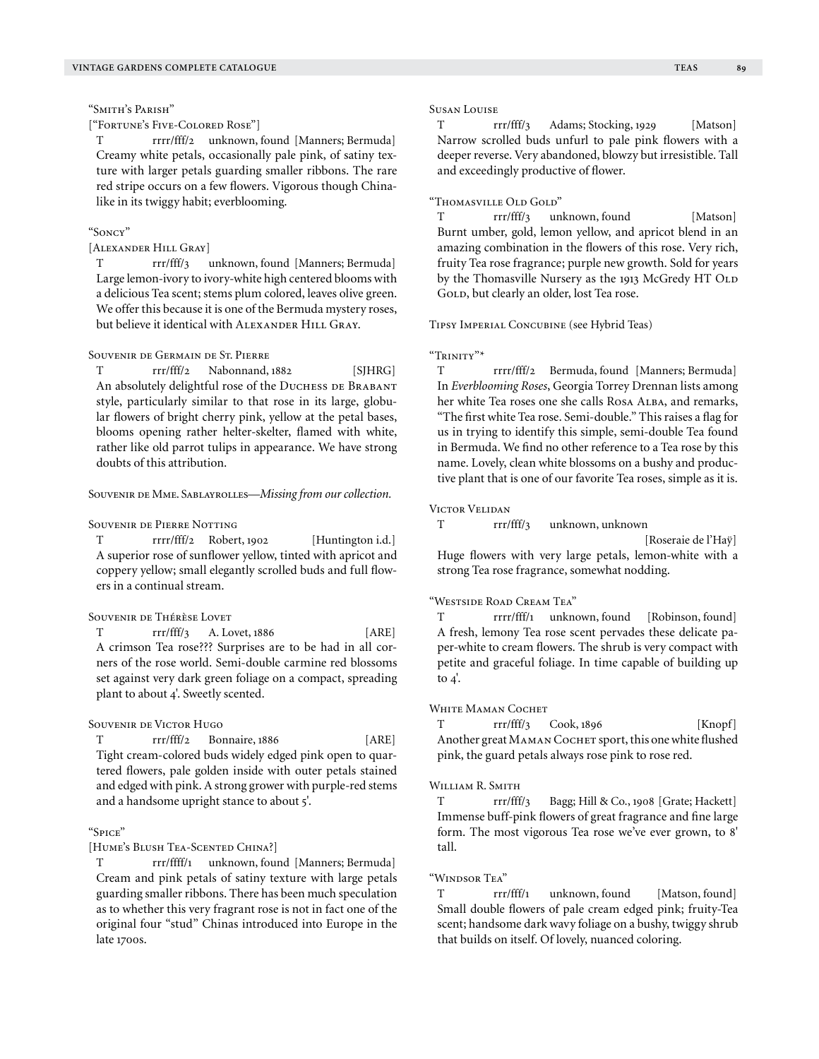“Smith’s Parish”

[“Fortune’s Five-Colored Rose”]

T rrrr/fff/2 unknown, found [Manners; Bermuda]
Creamy white petals, occasionally pale pink, of satiny texture with larger petals guarding smaller ribbons. The rare red stripe occurs on a few flowers. Vigorous though China-like in its twiggy habit; everblooming.

“Soncy”

[Alexander Hill Gray]

T rrr/fff/3 unknown, found [Manners; Bermuda]
Large lemon-ivory to ivory-white high centered blooms with a delicious Tea scent; stems plum colored, leaves olive green. We offer this because it is one of the Bermuda mystery roses, but believe it identical with Alexander Hill Gray.

Souvenir de Germain de St. Pierre

T rrr/fff/2 Nabonnand, 1882 [SJHRG]
An absolutely delightful rose of the Duchess de Brabant style, particularly similar to that rose in its large, globular flowers of bright cherry pink, yellow at the petal bases, blooms opening rather helter-skelter, flamed with white, rather like old parrot tulips in appearance. We have strong doubts of this attribution.

Souvenir de Mme. Sablayrolles—*Missing from our collection.*

Souvenir de Pierre Notting

T rrrr/fff/2 Robert, 1902 [Huntington i.d.]
A superior rose of sunflower yellow, tinted with apricot and coppery yellow; small elegantly scrolled buds and full flowers in a continual stream.

Souvenir de Thérèse Lovet

T rrr/fff/3 A. Lovet, 1886 [ARE]
A crimson Tea rose??? Surprises are to be had in all corners of the rose world. Semi-double carmine red blossoms set against very dark green foliage on a compact, spreading plant to about 4'. Sweetly scented.

Souvenir de Victor Hugo

T rrr/fff/2 Bonnaire, 1886 [ARE]
Tight cream-colored buds widely edged pink open to quartered flowers, pale golden inside with outer petals stained and edged with pink. A strong grower with purple-red stems and a handsome upright stance to about 5'.

“Spice”

[Hume’s Blush Tea-Scented China?]

T rrr/ffff/1 unknown, found [Manners; Bermuda]
Cream and pink petals of satiny texture with large petals guarding smaller ribbons. There has been much speculation as to whether this very fragrant rose is not in fact one of the original four “stud” Chinas introduced into Europe in the late 1700s.

Susan Louise

T rrr/fff/3 Adams; Stocking, 1929 [Matson]
Narrow scrolled buds unfurl to pale pink flowers with a deeper reverse. Very abandoned, blowzy but irresistible. Tall and exceedingly productive of flower.

“Thomasville Old Gold”

T rrr/fff/3 unknown, found [Matson]
Burnt umber, gold, lemon yellow, and apricot blend in an amazing combination in the flowers of this rose. Very rich, fruity Tea rose fragrance; purple new growth. Sold for years by the Thomasville Nursery as the 1913 McGredy HT Old Gold, but clearly an older, lost Tea rose.

Tipsy Imperial Concubine (see Hybrid Teas)

“Trinity”*

T rrrr/fff/2 Bermuda, found [Manners; Bermuda]
In *Everblooming Roses*, Georgia Torrey Drennan lists among her white Tea roses one she calls Rosa Alba, and remarks, “The first white Tea rose. Semi-double.” This raises a flag for us in trying to identify this simple, semi-double Tea found in Bermuda. We find no other reference to a Tea rose by this name. Lovely, clean white blossoms on a bushy and productive plant that is one of our favorite Tea roses, simple as it is.

Victor Velidan

T rrr/fff/3 unknown, unknown [Roseraie de l’Haÿ]
Huge flowers with very large petals, lemon-white with a strong Tea rose fragrance, somewhat nodding.

“Westside Road Cream Tea”

T rrrr/fff/1 unknown, found [Robinson, found]
A fresh, lemony Tea rose scent pervades these delicate paper-white to cream flowers. The shrub is very compact with petite and graceful foliage. In time capable of building up to 4'.

White Maman Cochet

T rrr/fff/3 Cook, 1896 [Knopf]
Another great Maman Cochet sport, this one white flushed pink, the guard petals always rose pink to rose red.

William R. Smith

T rrr/fff/3 Bagg; Hill & Co., 1908 [Grate; Hackett]
Immense buff-pink flowers of great fragrance and fine large form. The most vigorous Tea rose we’ve ever grown, to 8' tall.

“Windsor Tea”

T rrr/fff/1 unknown, found [Matson, found]
Small double flowers of pale cream edged pink; fruity-Tea scent; handsome dark wavy foliage on a bushy, twiggy shrub that builds on itself. Of lovely, nuanced coloring.